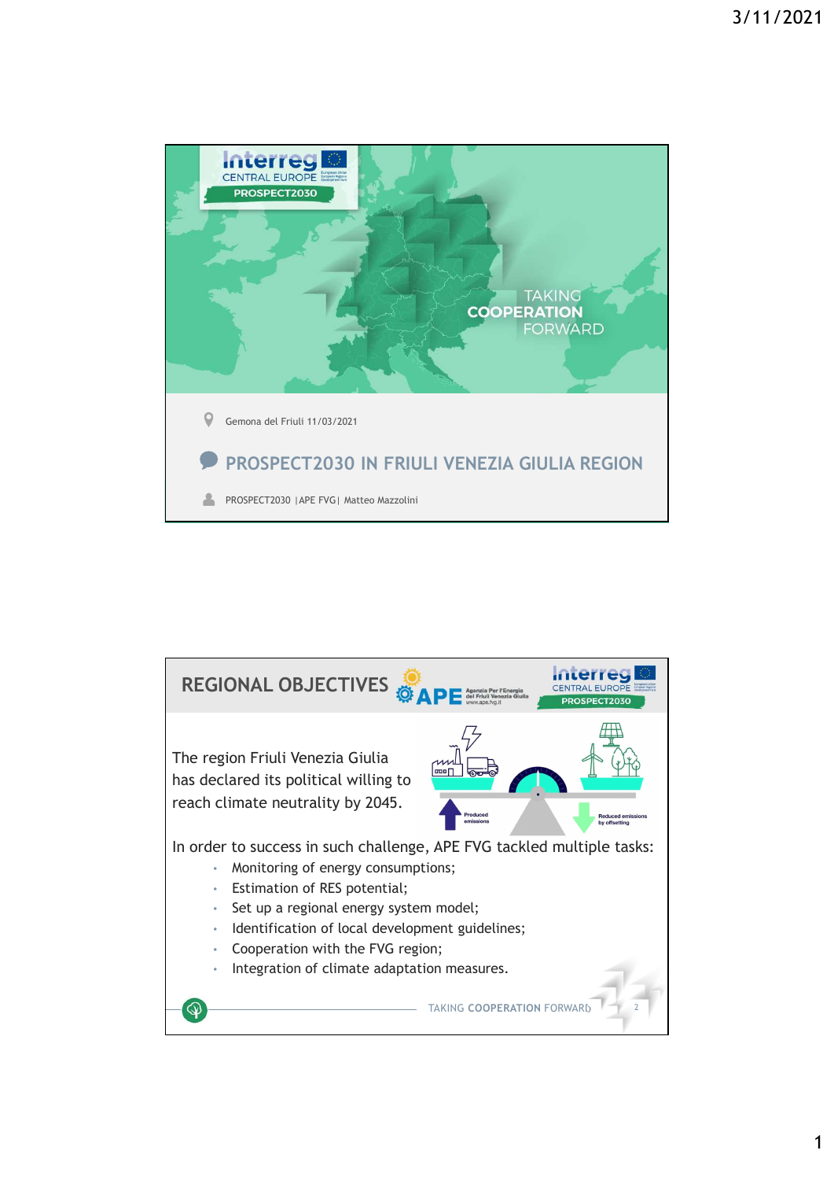TAKING **COOPERATION** FORWARD

Gemona del Friuli 11/03/2021

## PROSPECT2030 IN FRIULI VENEZIA GIULIA REGION

PROSPECT2030 | APE FVG | Matteo Mazzolini

---

## REGIONAL OBJECTIVES

The region Friuli Venezia Giulia has declared its political willing to reach climate neutrality by 2045.

Produced emissions

Reduced emissions by offsetting

In order to success in such challenge, APE FVG tackled multiple tasks:

- Monitoring of energy consumptions;
- Estimation of RES potential;
- Set up a regional energy system model;
- Identification of local development guidelines;
- Cooperation with the FVG region;
- Integration of climate adaptation measures.

TAKING **COOPERATION** FORWARD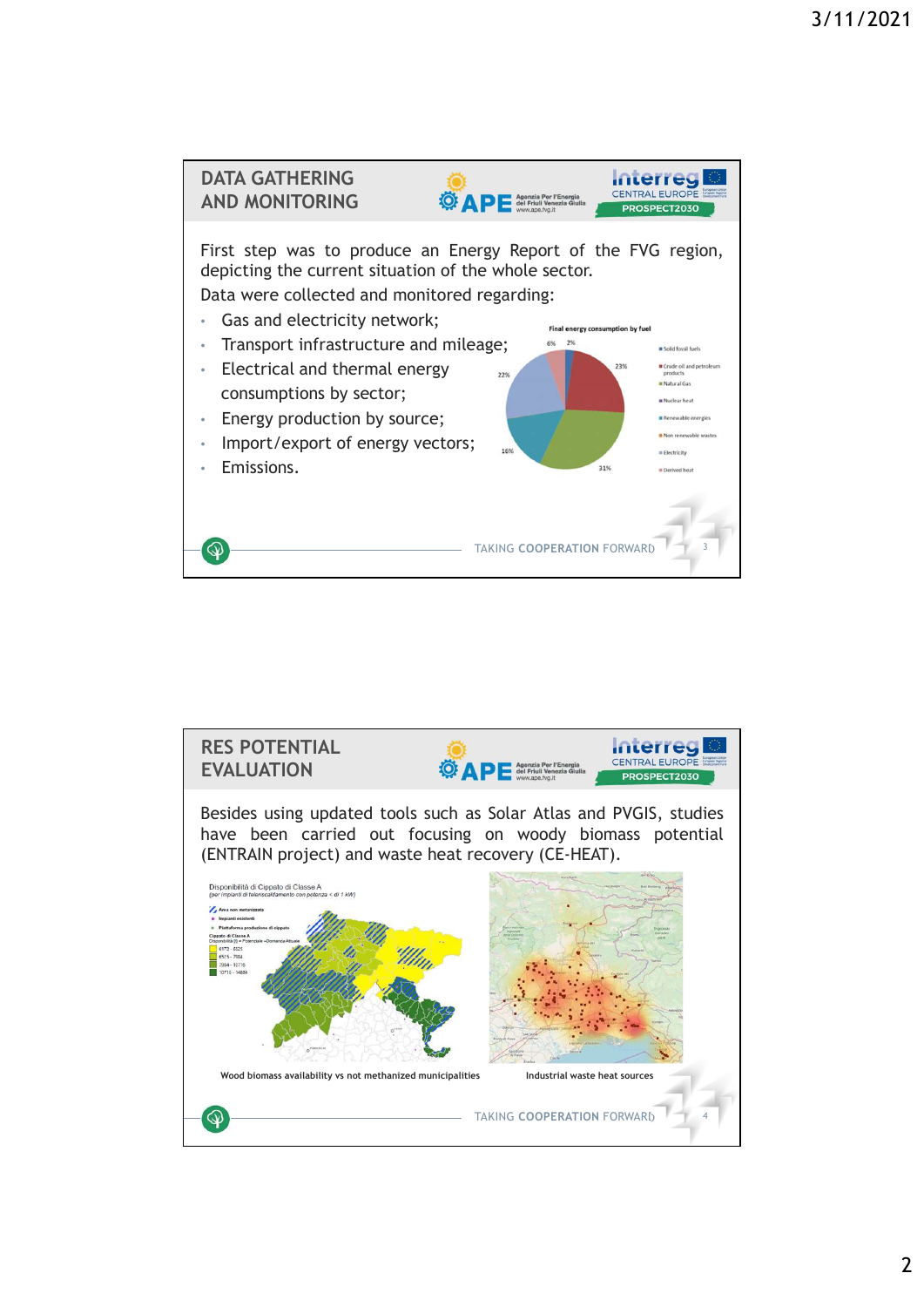## DATA GATHERING AND MONITORING

First step was to produce an Energy Report of the FVG region, depicting the current situation of the whole sector.

Data were collected and monitored regarding:

- Gas and electricity network;
- Transport infrastructure and mileage;
- Electrical and thermal energy consumptions by sector;
- Energy production by source;
- Import/export of energy vectors;
- Emissions.

Final energy consumption by fuel

TAKING COOPERATION FORWARD

## RES POTENTIAL EVALUATION

Besides using updated tools such as Solar Atlas and PVGIS, studies have been carried out focusing on woody biomass potential (ENTRAIN project) and waste heat recovery (CE-HEAT).

Wood biomass availability vs not methanized municipalities

Industrial waste heat sources

TAKING COOPERATION FORWARD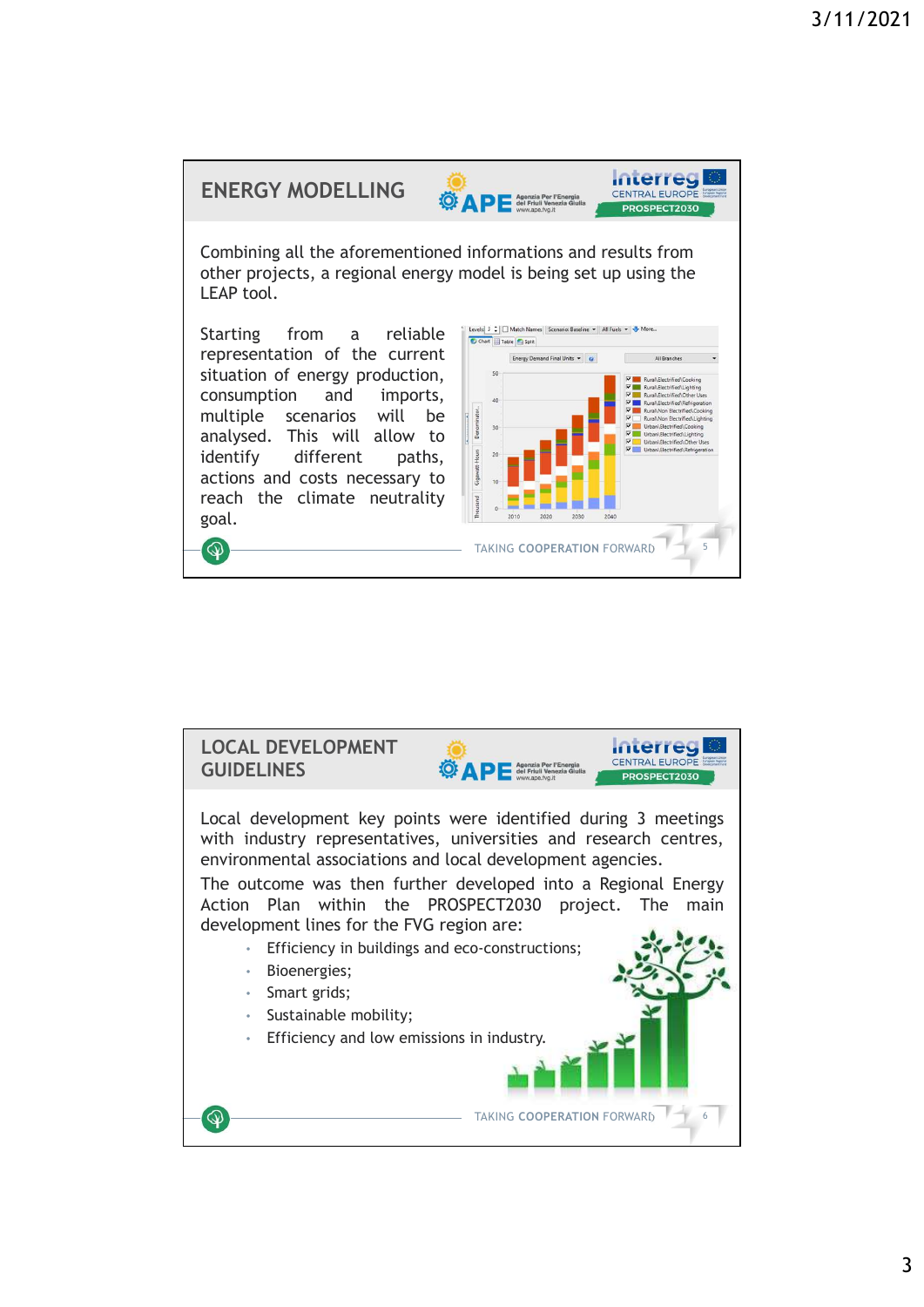## ENERGY MODELLING

Combining all the aforementioned informations and results from other projects, a regional energy model is being set up using the LEAP tool.

Starting from a reliable representation of the current situation of energy production, consumption and imports, multiple scenarios will be analysed. This will allow to identify different paths, actions and costs necessary to reach the climate neutrality goal.

TAKING COOPERATION FORWARD

## LOCAL DEVELOPMENT GUIDELINES

Local development key points were identified during 3 meetings with industry representatives, universities and research centres, environmental associations and local development agencies.

The outcome was then further developed into a Regional Energy Action Plan within the PROSPECT2030 project. The main development lines for the FVG region are:

- Efficiency in buildings and eco-constructions;
- Bioenergies;
- Smart grids;
- Sustainable mobility;
- Efficiency and low emissions in industry.

TAKING COOPERATION FORWARD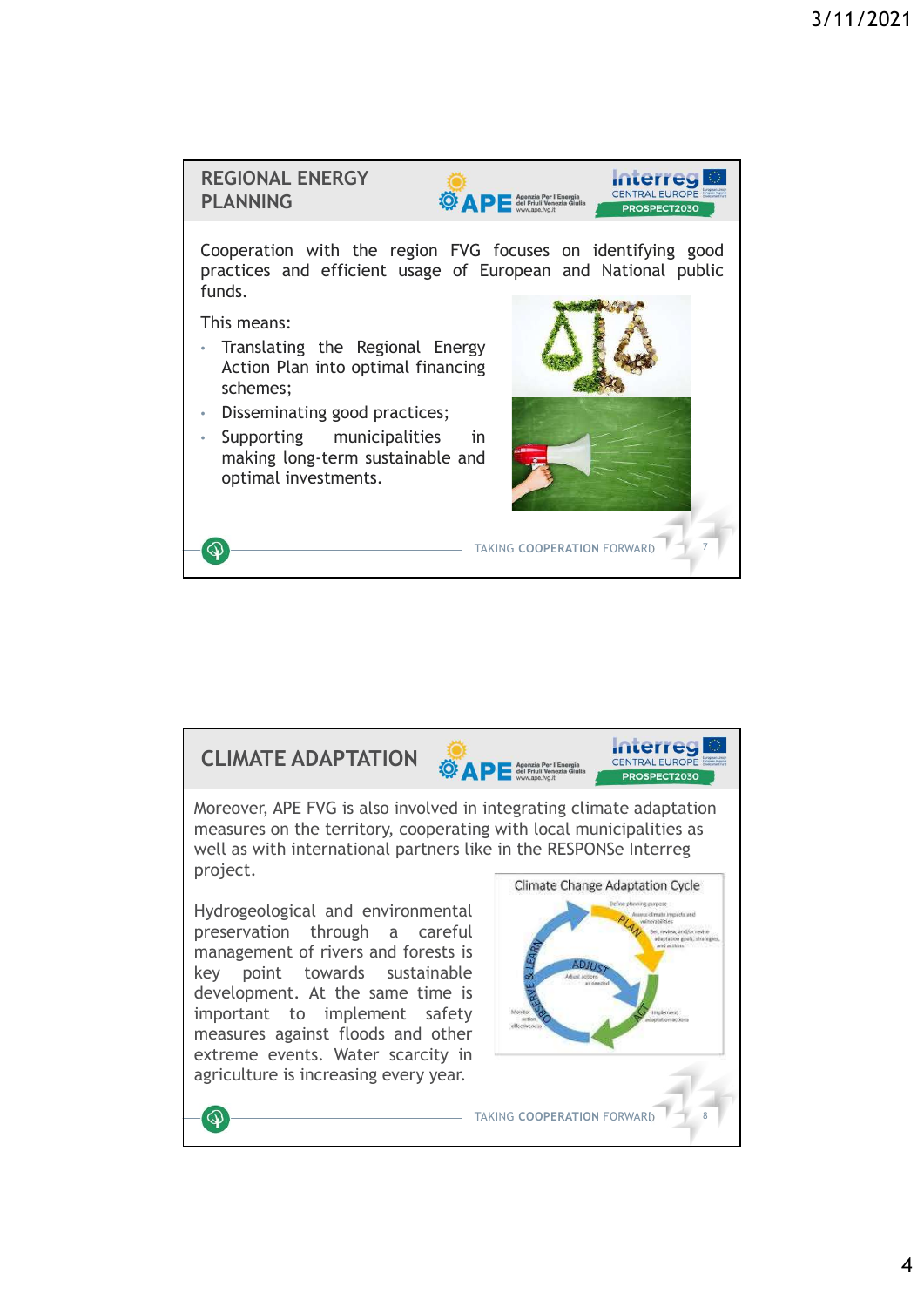## REGIONAL ENERGY PLANNING

Cooperation with the region FVG focuses on identifying good practices and efficient usage of European and National public funds.

This means:

- Translating the Regional Energy Action Plan into optimal financing schemes;
- Disseminating good practices;
- Supporting municipilities in making long-term sustainable and optimal investments.

TAKING **COOPERATION** FORWARD

## CLIMATE ADAPTATION

Moreover, APE FVG is also involved in integrating climate adaptation measures on the territory, cooperating with local municipalities as well as with international partners like in the RESPONSe Interreg project.

Hydrogeological and environmental preservation through a careful management of rivers and forests is key point towards sustainable development. At the same time is important to implement safety measures against floods and other extreme events. Water scarcity in agriculture is increasing every year.

Climate Change Adaptation Cycle

TAKING **COOPERATION** FORWARD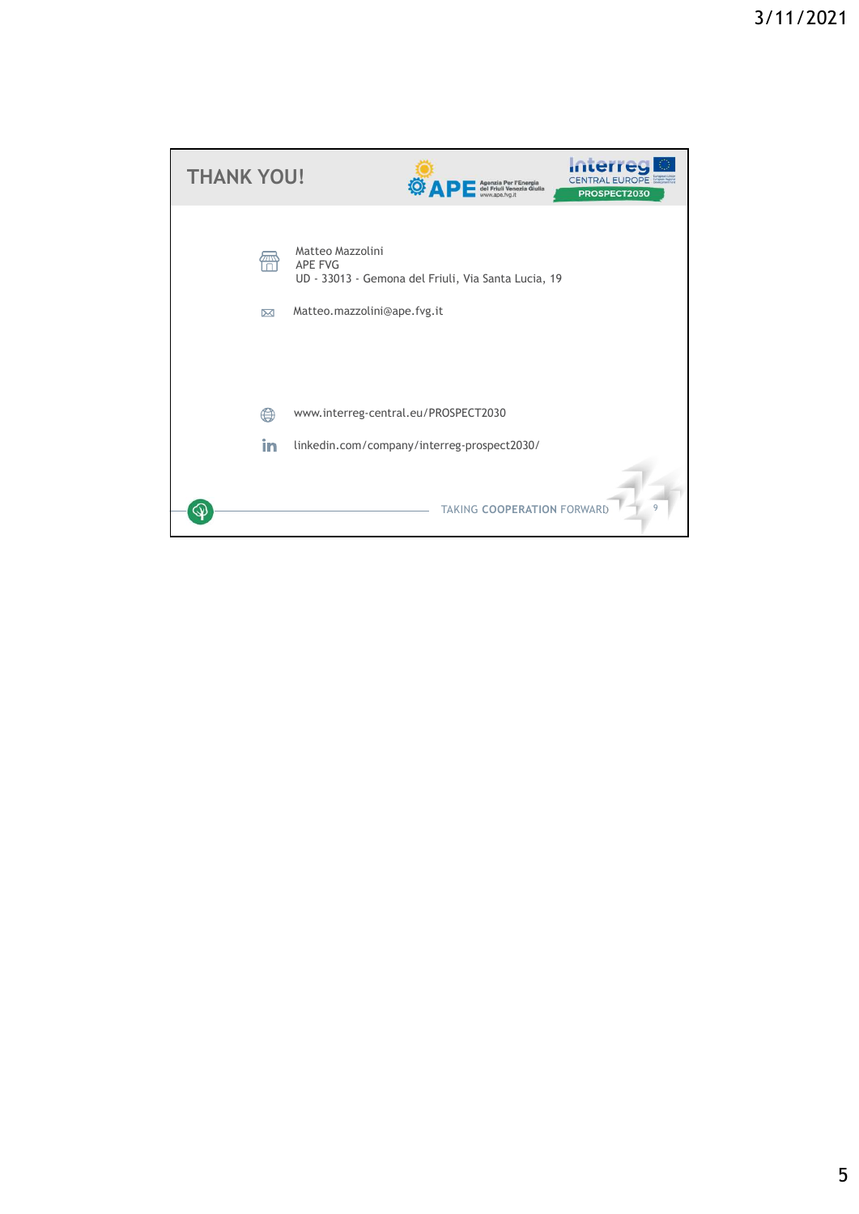## THANK YOU!

APE Agenzia Per l'Energia del Friuli Venezia Giulia www.ape.fvg.it

Interreg CENTRAL EUROPE PROSPECT2030

Matteo Mazzolini
APE FVG
UD - 33013 - Gemona del Friuli, Via Santa Lucia, 19

Matteo.mazzolini@ape.fvg.it

www.interreg-central.eu/PROSPECT2030

linkedin.com/company/interreg-prospect2030/

TAKING **COOPERATION** FORWARD